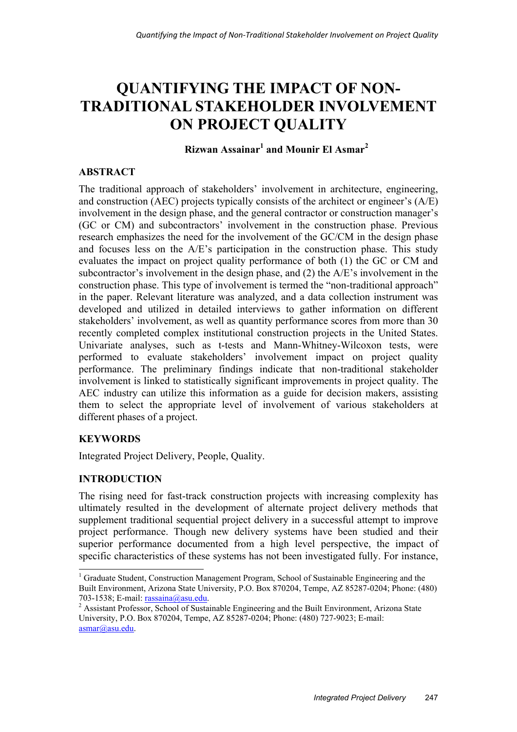# QUANTIFYING THE IMPACT OF NON-TRADITIONAL STAKEHOLDER INVOLVEMENT ON PROJECT QUALITY

**Rizwan Assainar[1] and Mounir El Asmar[2]**

## ABSTRACT

The traditional approach of stakeholders' involvement in architecture, engineering, and construction (AEC) projects typically consists of the architect or engineer's (A/E) involvement in the design phase, and the general contractor or construction manager's (GC or CM) and subcontractors' involvement in the construction phase. Previous research emphasizes the need for the involvement of the GC/CM in the design phase and focuses less on the A/E's participation in the construction phase. This study evaluates the impact on project quality performance of both (1) the GC or CM and subcontractor's involvement in the design phase, and (2) the A/E's involvement in the construction phase. This type of involvement is termed the "non-traditional approach" in the paper. Relevant literature was analyzed, and a data collection instrument was developed and utilized in detailed interviews to gather information on different stakeholders' involvement, as well as quantity performance scores from more than 30 recently completed complex institutional construction projects in the United States. Univariate analyses, such as t-tests and Mann-Whitney-Wilcoxon tests, were performed to evaluate stakeholders' involvement impact on project quality performance. The preliminary findings indicate that non-traditional stakeholder involvement is linked to statistically significant improvements in project quality. The AEC industry can utilize this information as a guide for decision makers, assisting them to select the appropriate level of involvement of various stakeholders at different phases of a project.

## KEYWORDS

Integrated Project Delivery, People, Quality.

## INTRODUCTION

The rising need for fast-track construction projects with increasing complexity has ultimately resulted in the development of alternate project delivery methods that supplement traditional sequential project delivery in a successful attempt to improve project performance. Though new delivery systems have been studied and their superior performance documented from a high level perspective, the impact of specific characteristics of these systems has not been investigated fully. For instance,

---

[1] Graduate Student, Construction Management Program, School of Sustainable Engineering and the Built Environment, Arizona State University, P.O. Box 870204, Tempe, AZ 85287-0204; Phone: (480) 703-1538; E-mail: rassaina@asu.edu.

[2] Assistant Professor, School of Sustainable Engineering and the Built Environment, Arizona State University, P.O. Box 870204, Tempe, AZ 85287-0204; Phone: (480) 727-9023; E-mail: asmar@asu.edu.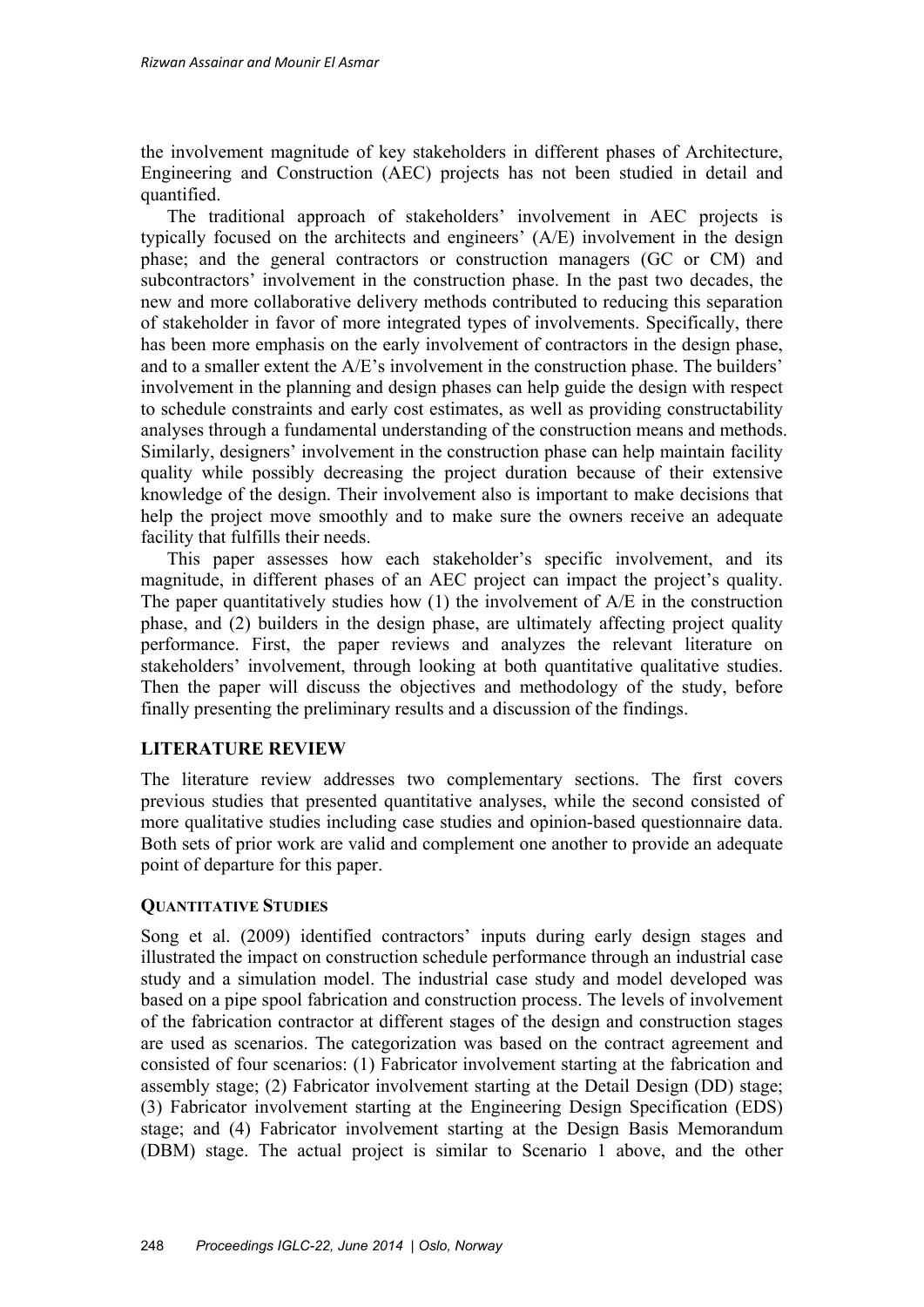the involvement magnitude of key stakeholders in different phases of Architecture, Engineering and Construction (AEC) projects has not been studied in detail and quantified.

The traditional approach of stakeholders' involvement in AEC projects is typically focused on the architects and engineers' (A/E) involvement in the design phase; and the general contractors or construction managers (GC or CM) and subcontractors' involvement in the construction phase. In the past two decades, the new and more collaborative delivery methods contributed to reducing this separation of stakeholder in favor of more integrated types of involvements. Specifically, there has been more emphasis on the early involvement of contractors in the design phase, and to a smaller extent the A/E's involvement in the construction phase. The builders' involvement in the planning and design phases can help guide the design with respect to schedule constraints and early cost estimates, as well as providing constructability analyses through a fundamental understanding of the construction means and methods. Similarly, designers' involvement in the construction phase can help maintain facility quality while possibly decreasing the project duration because of their extensive knowledge of the design. Their involvement also is important to make decisions that help the project move smoothly and to make sure the owners receive an adequate facility that fulfills their needs.

This paper assesses how each stakeholder's specific involvement, and its magnitude, in different phases of an AEC project can impact the project's quality. The paper quantitatively studies how (1) the involvement of A/E in the construction phase, and (2) builders in the design phase, are ultimately affecting project quality performance. First, the paper reviews and analyzes the relevant literature on stakeholders' involvement, through looking at both quantitative qualitative studies. Then the paper will discuss the objectives and methodology of the study, before finally presenting the preliminary results and a discussion of the findings.

## LITERATURE REVIEW

The literature review addresses two complementary sections. The first covers previous studies that presented quantitative analyses, while the second consisted of more qualitative studies including case studies and opinion-based questionnaire data. Both sets of prior work are valid and complement one another to provide an adequate point of departure for this paper.

### QUANTITATIVE STUDIES

Song et al. (2009) identified contractors' inputs during early design stages and illustrated the impact on construction schedule performance through an industrial case study and a simulation model. The industrial case study and model developed was based on a pipe spool fabrication and construction process. The levels of involvement of the fabrication contractor at different stages of the design and construction stages are used as scenarios. The categorization was based on the contract agreement and consisted of four scenarios: (1) Fabricator involvement starting at the fabrication and assembly stage; (2) Fabricator involvement starting at the Detail Design (DD) stage; (3) Fabricator involvement starting at the Engineering Design Specification (EDS) stage; and (4) Fabricator involvement starting at the Design Basis Memorandum (DBM) stage. The actual project is similar to Scenario 1 above, and the other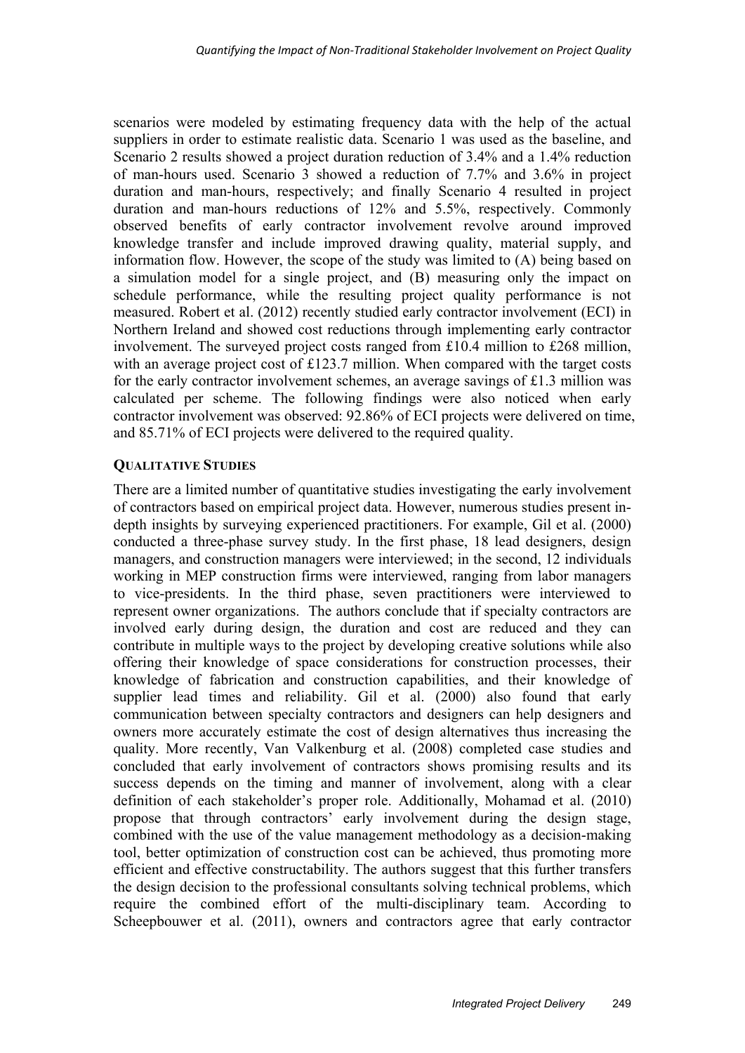scenarios were modeled by estimating frequency data with the help of the actual suppliers in order to estimate realistic data. Scenario 1 was used as the baseline, and Scenario 2 results showed a project duration reduction of 3.4% and a 1.4% reduction of man-hours used. Scenario 3 showed a reduction of 7.7% and 3.6% in project duration and man-hours, respectively; and finally Scenario 4 resulted in project duration and man-hours reductions of 12% and 5.5%, respectively. Commonly observed benefits of early contractor involvement revolve around improved knowledge transfer and include improved drawing quality, material supply, and information flow. However, the scope of the study was limited to (A) being based on a simulation model for a single project, and (B) measuring only the impact on schedule performance, while the resulting project quality performance is not measured. Robert et al. (2012) recently studied early contractor involvement (ECI) in Northern Ireland and showed cost reductions through implementing early contractor involvement. The surveyed project costs ranged from £10.4 million to £268 million, with an average project cost of £123.7 million. When compared with the target costs for the early contractor involvement schemes, an average savings of £1.3 million was calculated per scheme. The following findings were also noticed when early contractor involvement was observed: 92.86% of ECI projects were delivered on time, and 85.71% of ECI projects were delivered to the required quality.

### Qualitative Studies

There are a limited number of quantitative studies investigating the early involvement of contractors based on empirical project data. However, numerous studies present in-depth insights by surveying experienced practitioners. For example, Gil et al. (2000) conducted a three-phase survey study. In the first phase, 18 lead designers, design managers, and construction managers were interviewed; in the second, 12 individuals working in MEP construction firms were interviewed, ranging from labor managers to vice-presidents. In the third phase, seven practitioners were interviewed to represent owner organizations. The authors conclude that if specialty contractors are involved early during design, the duration and cost are reduced and they can contribute in multiple ways to the project by developing creative solutions while also offering their knowledge of space considerations for construction processes, their knowledge of fabrication and construction capabilities, and their knowledge of supplier lead times and reliability. Gil et al. (2000) also found that early communication between specialty contractors and designers can help designers and owners more accurately estimate the cost of design alternatives thus increasing the quality. More recently, Van Valkenburg et al. (2008) completed case studies and concluded that early involvement of contractors shows promising results and its success depends on the timing and manner of involvement, along with a clear definition of each stakeholder's proper role. Additionally, Mohamad et al. (2010) propose that through contractors' early involvement during the design stage, combined with the use of the value management methodology as a decision-making tool, better optimization of construction cost can be achieved, thus promoting more efficient and effective constructability. The authors suggest that this further transfers the design decision to the professional consultants solving technical problems, which require the combined effort of the multi-disciplinary team. According to Scheepbouwer et al. (2011), owners and contractors agree that early contractor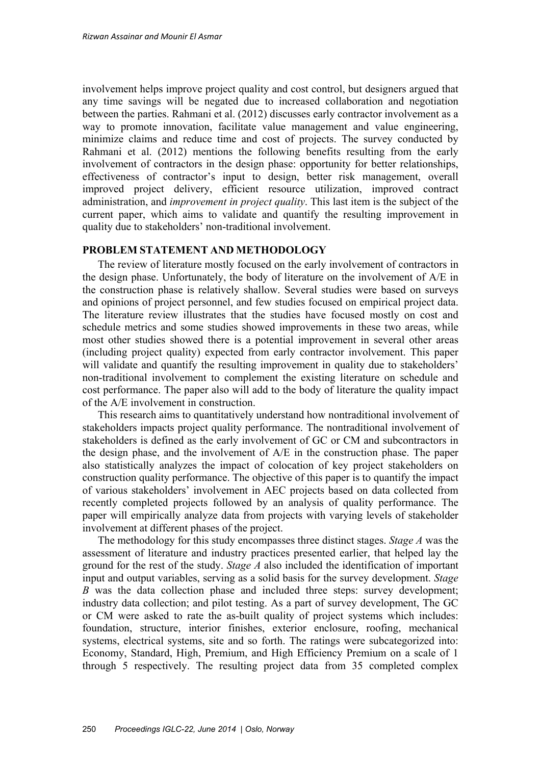involvement helps improve project quality and cost control, but designers argued that any time savings will be negated due to increased collaboration and negotiation between the parties. Rahmani et al. (2012) discusses early contractor involvement as a way to promote innovation, facilitate value management and value engineering, minimize claims and reduce time and cost of projects. The survey conducted by Rahmani et al. (2012) mentions the following benefits resulting from the early involvement of contractors in the design phase: opportunity for better relationships, effectiveness of contractor's input to design, better risk management, overall improved project delivery, efficient resource utilization, improved contract administration, and *improvement in project quality*. This last item is the subject of the current paper, which aims to validate and quantify the resulting improvement in quality due to stakeholders' non-traditional involvement.

## PROBLEM STATEMENT AND METHODOLOGY

The review of literature mostly focused on the early involvement of contractors in the design phase. Unfortunately, the body of literature on the involvement of A/E in the construction phase is relatively shallow. Several studies were based on surveys and opinions of project personnel, and few studies focused on empirical project data. The literature review illustrates that the studies have focused mostly on cost and schedule metrics and some studies showed improvements in these two areas, while most other studies showed there is a potential improvement in several other areas (including project quality) expected from early contractor involvement. This paper will validate and quantify the resulting improvement in quality due to stakeholders' non-traditional involvement to complement the existing literature on schedule and cost performance. The paper also will add to the body of literature the quality impact of the A/E involvement in construction.

This research aims to quantitatively understand how nontraditional involvement of stakeholders impacts project quality performance. The nontraditional involvement of stakeholders is defined as the early involvement of GC or CM and subcontractors in the design phase, and the involvement of A/E in the construction phase. The paper also statistically analyzes the impact of colocation of key project stakeholders on construction quality performance. The objective of this paper is to quantify the impact of various stakeholders' involvement in AEC projects based on data collected from recently completed projects followed by an analysis of quality performance. The paper will empirically analyze data from projects with varying levels of stakeholder involvement at different phases of the project.

The methodology for this study encompasses three distinct stages. *Stage A* was the assessment of literature and industry practices presented earlier, that helped lay the ground for the rest of the study. *Stage A* also included the identification of important input and output variables, serving as a solid basis for the survey development. *Stage B* was the data collection phase and included three steps: survey development; industry data collection; and pilot testing. As a part of survey development, The GC or CM were asked to rate the as-built quality of project systems which includes: foundation, structure, interior finishes, exterior enclosure, roofing, mechanical systems, electrical systems, site and so forth. The ratings were subcategorized into: Economy, Standard, High, Premium, and High Efficiency Premium on a scale of 1 through 5 respectively. The resulting project data from 35 completed complex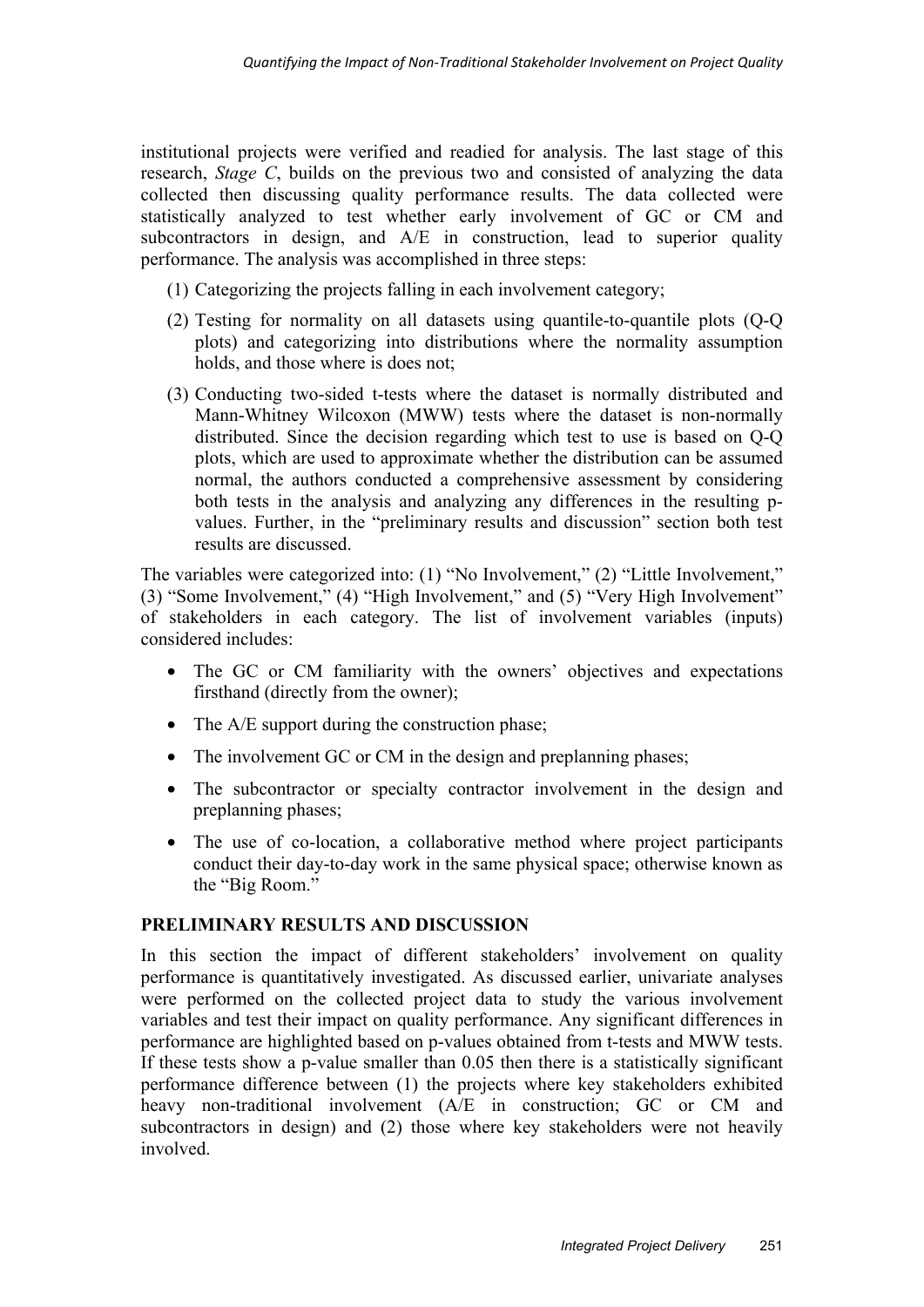institutional projects were verified and readied for analysis. The last stage of this research, *Stage C*, builds on the previous two and consisted of analyzing the data collected then discussing quality performance results. The data collected were statistically analyzed to test whether early involvement of GC or CM and subcontractors in design, and A/E in construction, lead to superior quality performance. The analysis was accomplished in three steps:

(1) Categorizing the projects falling in each involvement category;

(2) Testing for normality on all datasets using quantile-to-quantile plots (Q-Q plots) and categorizing into distributions where the normality assumption holds, and those where is does not;

(3) Conducting two-sided t-tests where the dataset is normally distributed and Mann-Whitney Wilcoxon (MWW) tests where the dataset is non-normally distributed. Since the decision regarding which test to use is based on Q-Q plots, which are used to approximate whether the distribution can be assumed normal, the authors conducted a comprehensive assessment by considering both tests in the analysis and analyzing any differences in the resulting p-values. Further, in the "preliminary results and discussion" section both test results are discussed.

The variables were categorized into: (1) "No Involvement," (2) "Little Involvement," (3) "Some Involvement," (4) "High Involvement," and (5) "Very High Involvement" of stakeholders in each category. The list of involvement variables (inputs) considered includes:

- The GC or CM familiarity with the owners' objectives and expectations firsthand (directly from the owner);
- The A/E support during the construction phase;
- The involvement GC or CM in the design and preplanning phases;
- The subcontractor or specialty contractor involvement in the design and preplanning phases;
- The use of co-location, a collaborative method where project participants conduct their day-to-day work in the same physical space; otherwise known as the "Big Room."

## PRELIMINARY RESULTS AND DISCUSSION

In this section the impact of different stakeholders' involvement on quality performance is quantitatively investigated. As discussed earlier, univariate analyses were performed on the collected project data to study the various involvement variables and test their impact on quality performance. Any significant differences in performance are highlighted based on p-values obtained from t-tests and MWW tests. If these tests show a p-value smaller than 0.05 then there is a statistically significant performance difference between (1) the projects where key stakeholders exhibited heavy non-traditional involvement (A/E in construction; GC or CM and subcontractors in design) and (2) those where key stakeholders were not heavily involved.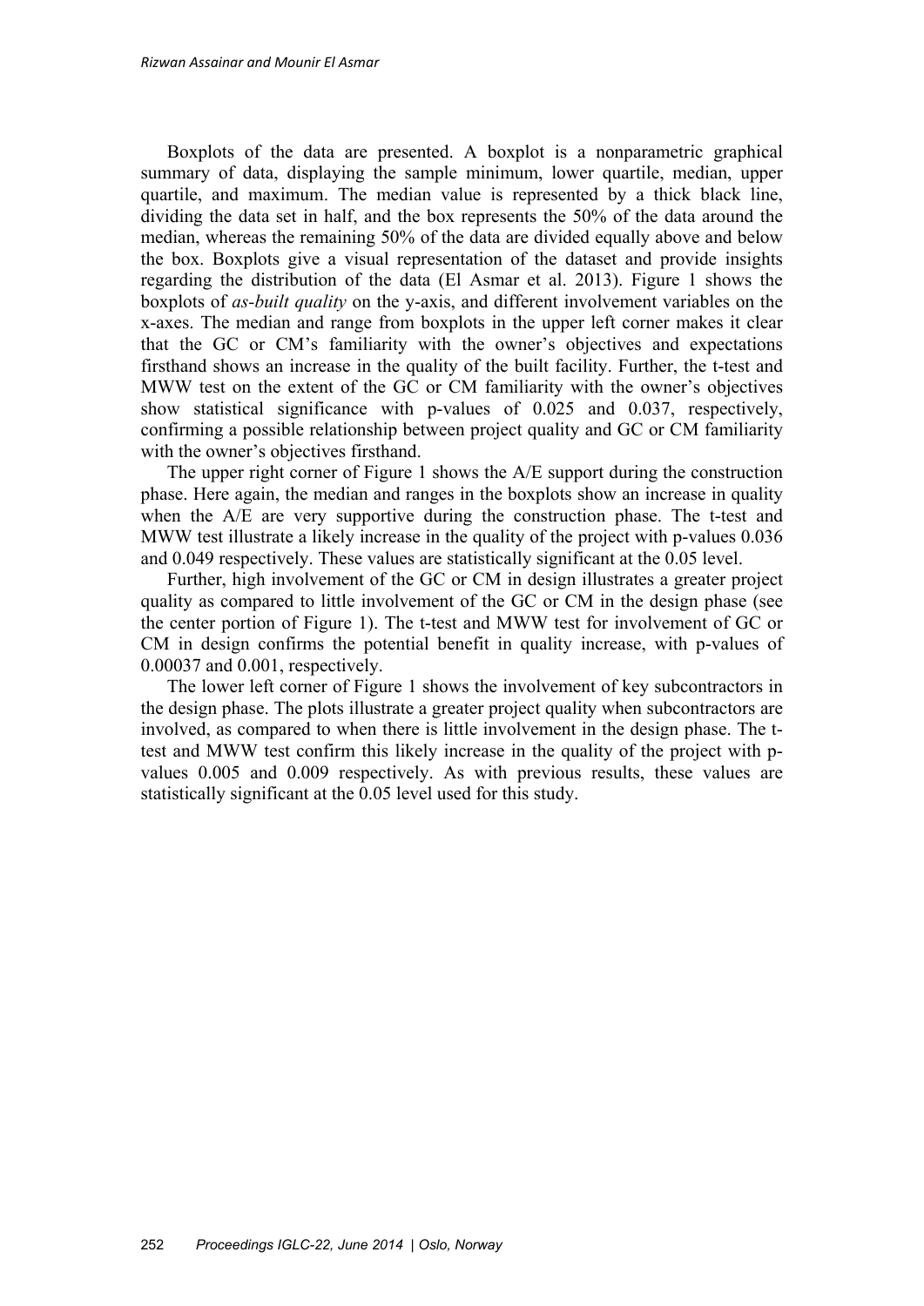Boxplots of the data are presented. A boxplot is a nonparametric graphical summary of data, displaying the sample minimum, lower quartile, median, upper quartile, and maximum. The median value is represented by a thick black line, dividing the data set in half, and the box represents the 50% of the data around the median, whereas the remaining 50% of the data are divided equally above and below the box. Boxplots give a visual representation of the dataset and provide insights regarding the distribution of the data (El Asmar et al. 2013). Figure 1 shows the boxplots of *as-built quality* on the y-axis, and different involvement variables on the x-axes. The median and range from boxplots in the upper left corner makes it clear that the GC or CM's familiarity with the owner's objectives and expectations firsthand shows an increase in the quality of the built facility. Further, the t-test and MWW test on the extent of the GC or CM familiarity with the owner's objectives show statistical significance with p-values of 0.025 and 0.037, respectively, confirming a possible relationship between project quality and GC or CM familiarity with the owner's objectives firsthand.

The upper right corner of Figure 1 shows the A/E support during the construction phase. Here again, the median and ranges in the boxplots show an increase in quality when the A/E are very supportive during the construction phase. The t-test and MWW test illustrate a likely increase in the quality of the project with p-values 0.036 and 0.049 respectively. These values are statistically significant at the 0.05 level.

Further, high involvement of the GC or CM in design illustrates a greater project quality as compared to little involvement of the GC or CM in the design phase (see the center portion of Figure 1). The t-test and MWW test for involvement of GC or CM in design confirms the potential benefit in quality increase, with p-values of 0.00037 and 0.001, respectively.

The lower left corner of Figure 1 shows the involvement of key subcontractors in the design phase. The plots illustrate a greater project quality when subcontractors are involved, as compared to when there is little involvement in the design phase. The t-test and MWW test confirm this likely increase in the quality of the project with p-values 0.005 and 0.009 respectively. As with previous results, these values are statistically significant at the 0.05 level used for this study.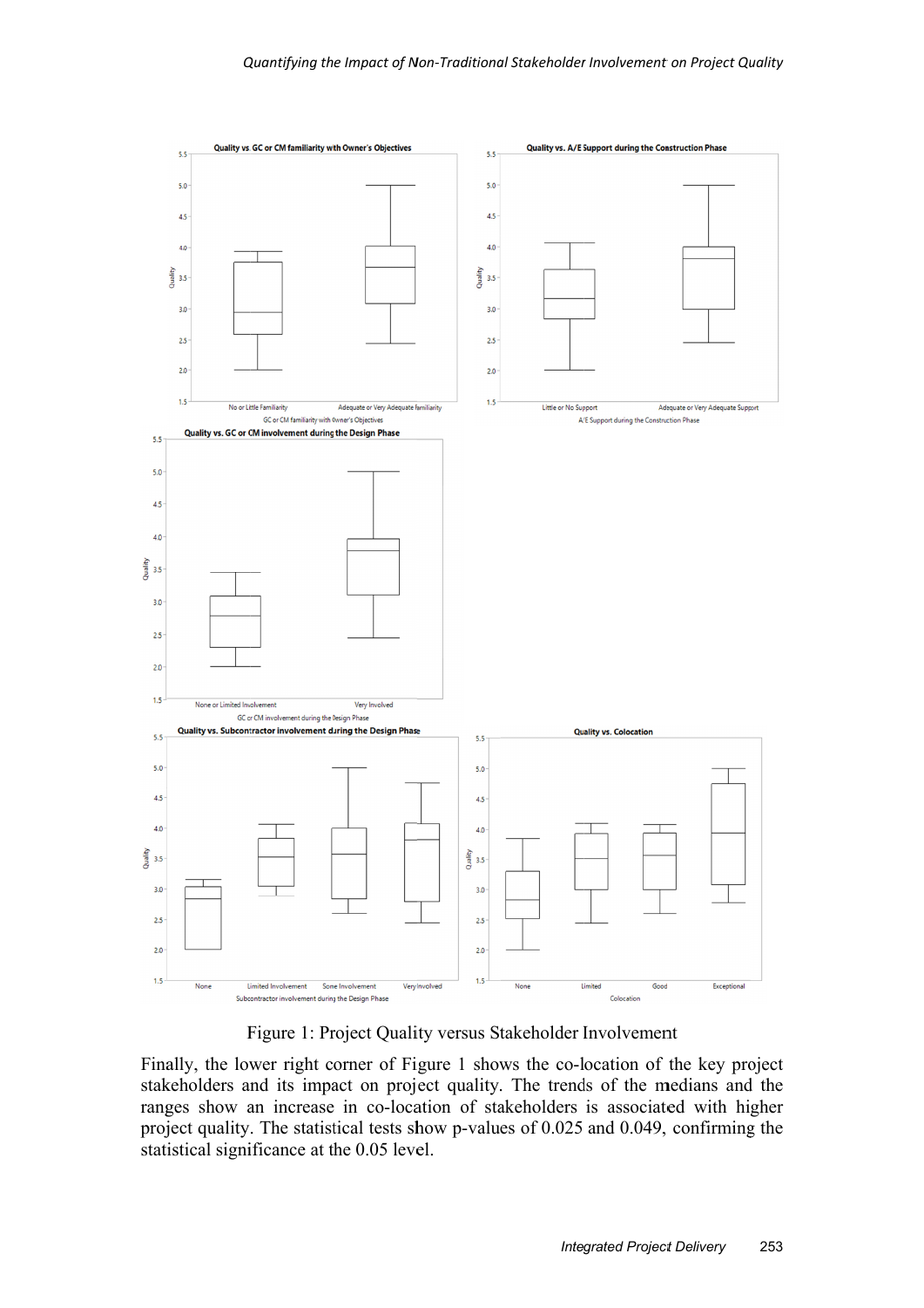Figure 1: Project Quality versus Stakeholder Involvement

Finally, the lower right corner of Figure 1 shows the co-location of the key project stakeholders and its impact on project quality. The trends of the medians and the ranges show an increase in co-location of stakeholders is associated with higher project quality. The statistical tests show p-values of 0.025 and 0.049, confirming the statistical significance at the 0.05 level.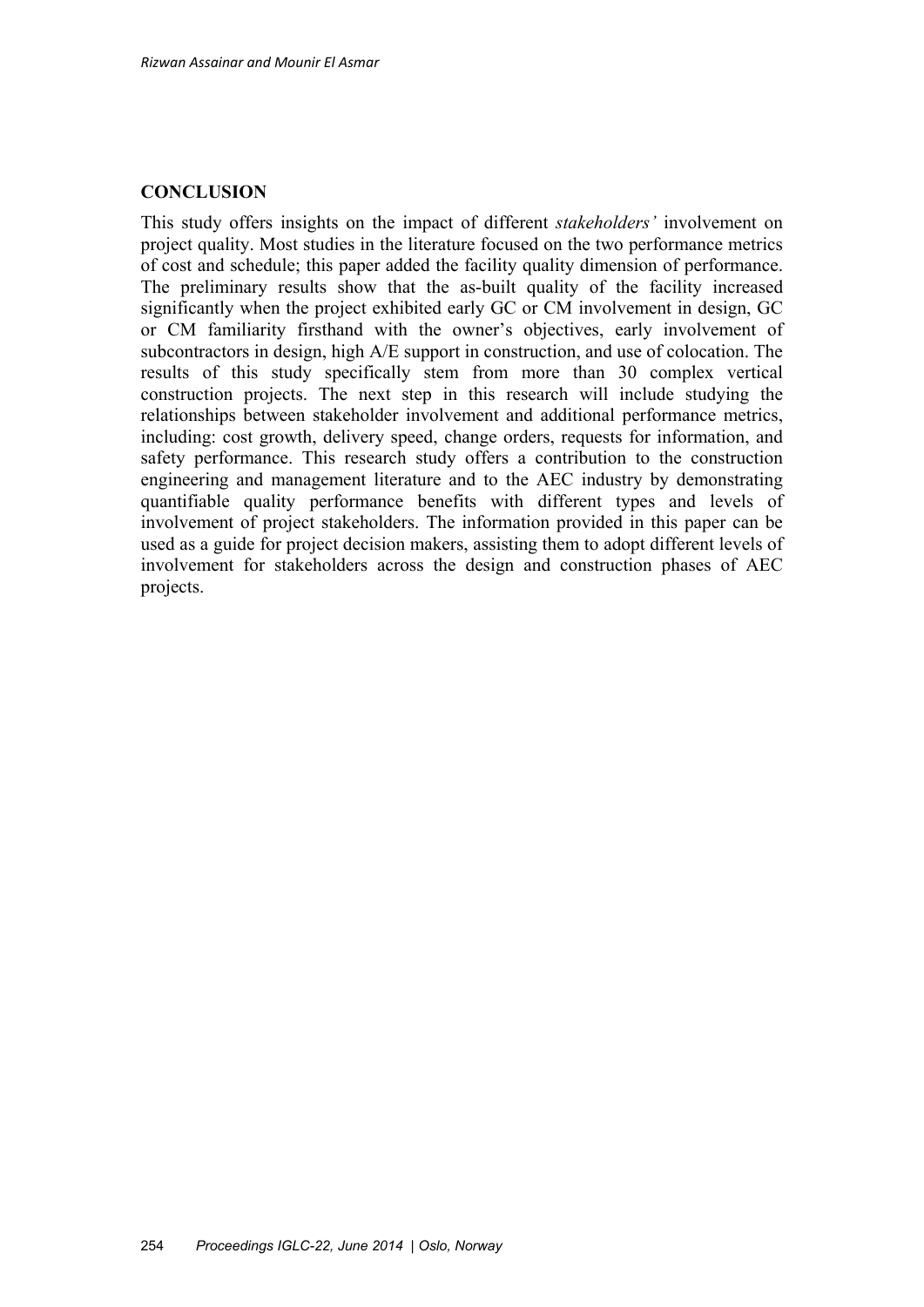## CONCLUSION

This study offers insights on the impact of different *stakeholders'* involvement on project quality. Most studies in the literature focused on the two performance metrics of cost and schedule; this paper added the facility quality dimension of performance. The preliminary results show that the as-built quality of the facility increased significantly when the project exhibited early GC or CM involvement in design, GC or CM familiarity firsthand with the owner's objectives, early involvement of subcontractors in design, high A/E support in construction, and use of colocation. The results of this study specifically stem from more than 30 complex vertical construction projects. The next step in this research will include studying the relationships between stakeholder involvement and additional performance metrics, including: cost growth, delivery speed, change orders, requests for information, and safety performance. This research study offers a contribution to the construction engineering and management literature and to the AEC industry by demonstrating quantifiable quality performance benefits with different types and levels of involvement of project stakeholders. The information provided in this paper can be used as a guide for project decision makers, assisting them to adopt different levels of involvement for stakeholders across the design and construction phases of AEC projects.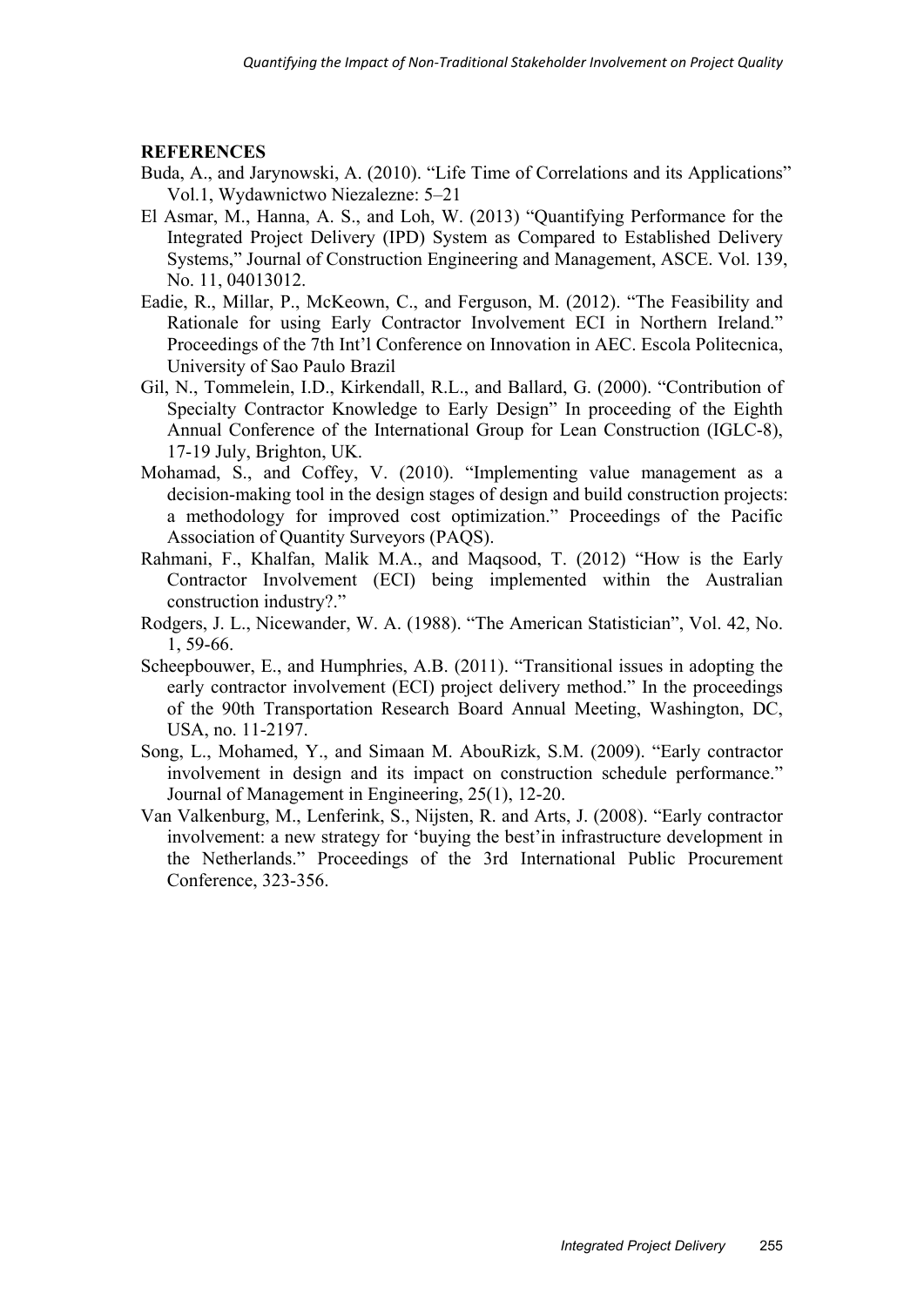## REFERENCES

Buda, A., and Jarynowski, A. (2010). "Life Time of Correlations and its Applications" Vol.1, Wydawnictwo Niezalezne: 5–21

El Asmar, M., Hanna, A. S., and Loh, W. (2013) "Quantifying Performance for the Integrated Project Delivery (IPD) System as Compared to Established Delivery Systems," Journal of Construction Engineering and Management, ASCE. Vol. 139, No. 11, 04013012.

Eadie, R., Millar, P., McKeown, C., and Ferguson, M. (2012). "The Feasibility and Rationale for using Early Contractor Involvement ECI in Northern Ireland." Proceedings of the 7th Int'l Conference on Innovation in AEC. Escola Politecnica, University of Sao Paulo Brazil

Gil, N., Tommelein, I.D., Kirkendall, R.L., and Ballard, G. (2000). "Contribution of Specialty Contractor Knowledge to Early Design" In proceeding of the Eighth Annual Conference of the International Group for Lean Construction (IGLC-8), 17-19 July, Brighton, UK.

Mohamad, S., and Coffey, V. (2010). "Implementing value management as a decision-making tool in the design stages of design and build construction projects: a methodology for improved cost optimization." Proceedings of the Pacific Association of Quantity Surveyors (PAQS).

Rahmani, F., Khalfan, Malik M.A., and Maqsood, T. (2012) "How is the Early Contractor Involvement (ECI) being implemented within the Australian construction industry?."

Rodgers, J. L., Nicewander, W. A. (1988). "The American Statistician", Vol. 42, No. 1, 59-66.

Scheepbouwer, E., and Humphries, A.B. (2011). "Transitional issues in adopting the early contractor involvement (ECI) project delivery method." In the proceedings of the 90th Transportation Research Board Annual Meeting, Washington, DC, USA, no. 11-2197.

Song, L., Mohamed, Y., and Simaan M. AbouRizk, S.M. (2009). "Early contractor involvement in design and its impact on construction schedule performance." Journal of Management in Engineering, 25(1), 12-20.

Van Valkenburg, M., Lenferink, S., Nijsten, R. and Arts, J. (2008). "Early contractor involvement: a new strategy for 'buying the best'in infrastructure development in the Netherlands." Proceedings of the 3rd International Public Procurement Conference, 323-356.